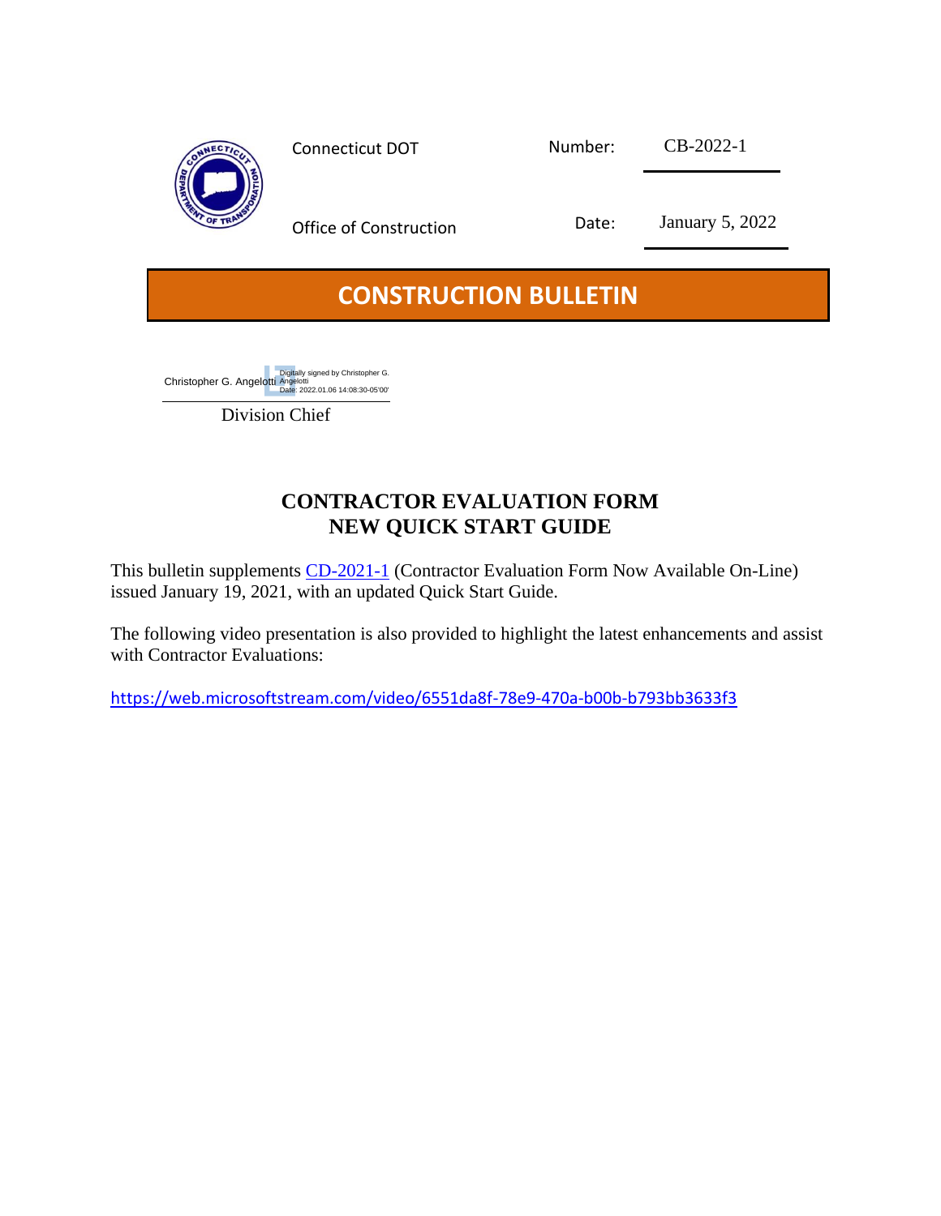Connecticut DOT

Office of Construction

Number: CB-2022-1

Date: January 5, 2022

# CONSTRUCTION BULLETIN

Christopher G. Angelotti Digitally signed by Christopher G. Angelotti Date: 2022.01.06 14:08:30-05'00'

Division Chief

## CONTRACTOR EVALUATION FORM NEW QUICK START GUIDE

This bulletin supplements [CD-2021-1](CD-2021-1) (Contractor Evaluation Form Now Available On-Line) issued January 19, 2021, with an updated Quick Start Guide.

The following video presentation is also provided to highlight the latest enhancements and assist with Contractor Evaluations:

https://web.microsoftstream.com/video/6551da8f-78e9-470a-b00b-b793bb3633f3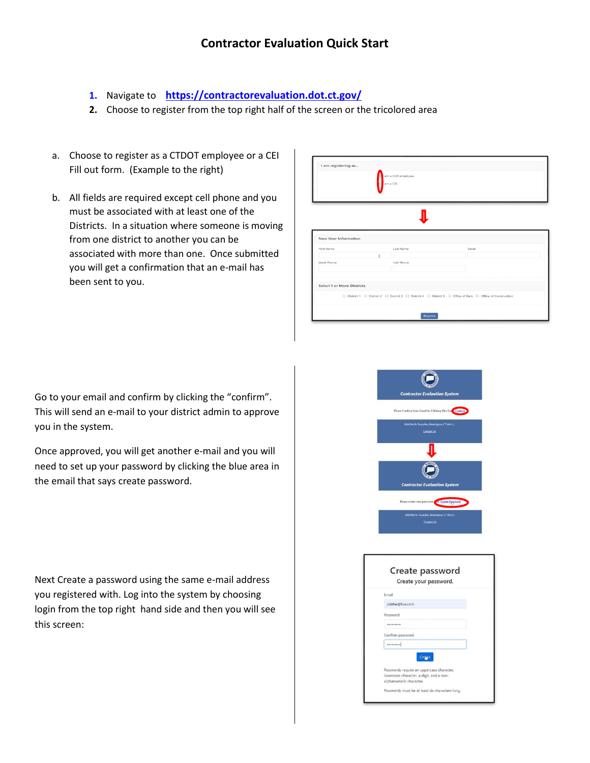# Contractor Evaluation Quick Start

1. Navigate to [https://contractorevaluation.dot.ct.gov/](https://contractorevaluation.dot.ct.gov/)
2. Choose to register from the top right half of the screen or the tricolored area

a. Choose to register as a CTDOT employee or a CEI Fill out form. (Example to the right)

b. All fields are required except cell phone and you must be associated with at least one of the Districts. In a situation where someone is moving from one district to another you can be associated with more than one. Once submitted you will get a confirmation that an e-mail has been sent to you.

Go to your email and confirm by clicking the "confirm". This will send an e-mail to your district admin to approve you in the system.

Once approved, you will get another e-mail and you will need to set up your password by clicking the blue area in the email that says create password.

Next Create a password using the same e-mail address you registered with. Log into the system by choosing login from the top right hand side and then you will see this screen: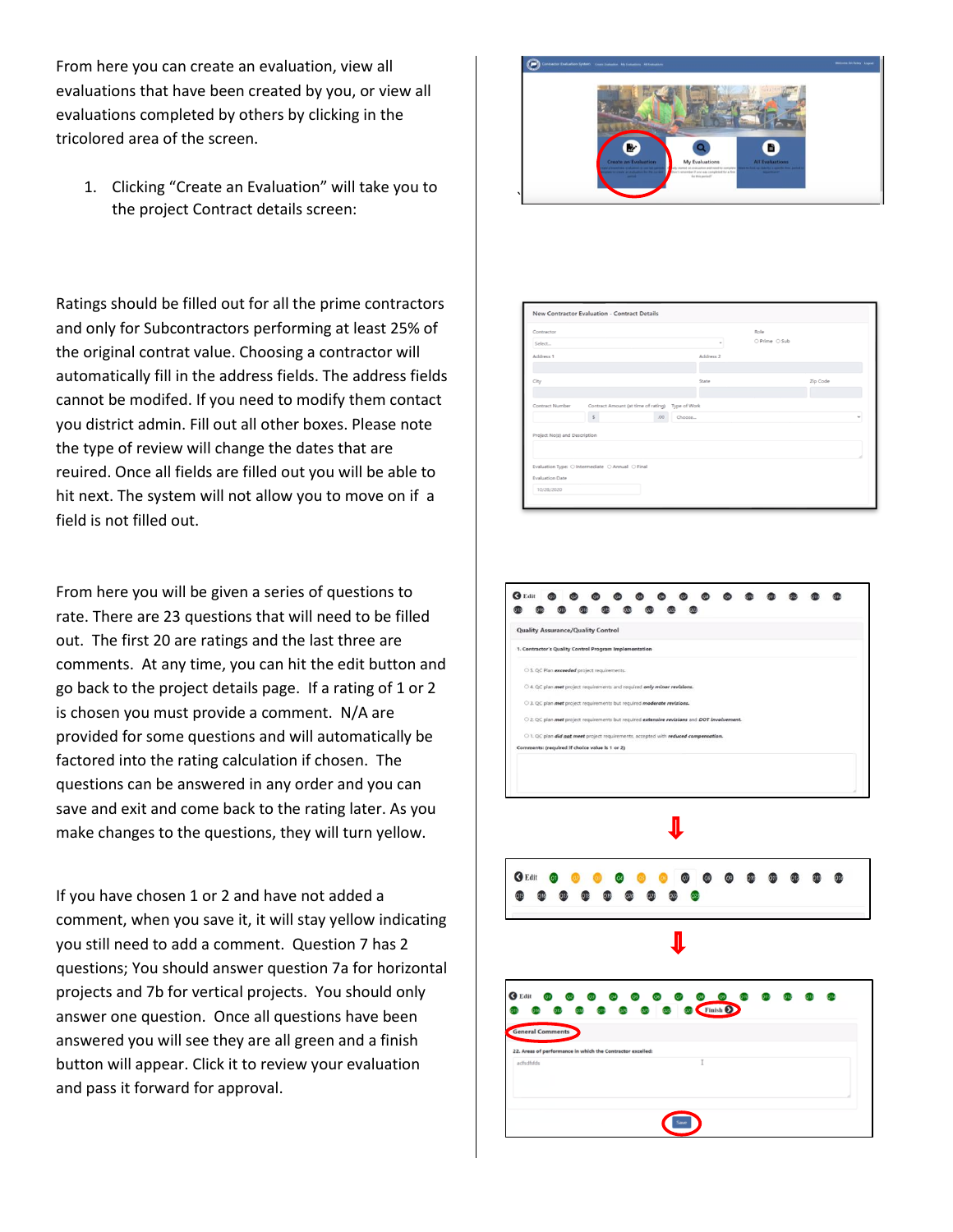From here you can create an evaluation, view all evaluations that have been created by you, or view all evaluations completed by others by clicking in the tricolored area of the screen.

1. Clicking "Create an Evaluation" will take you to the project Contract details screen:

Ratings should be filled out for all the prime contractors and only for Subcontractors performing at least 25% of the original contrat value. Choosing a contractor will automatically fill in the address fields. The address fields cannot be modifed. If you need to modify them contact you district admin. Fill out all other boxes. Please note the type of review will change the dates that are reuired. Once all fields are filled out you will be able to hit next. The system will not allow you to move on if a field is not filled out.

From here you will be given a series of questions to rate. There are 23 questions that will need to be filled out. The first 20 are ratings and the last three are comments. At any time, you can hit the edit button and go back to the project details page. If a rating of 1 or 2 is chosen you must provide a comment. N/A are provided for some questions and will automatically be factored into the rating calculation if chosen. The questions can be answered in any order and you can save and exit and come back to the rating later. As you make changes to the questions, they will turn yellow.

If you have chosen 1 or 2 and have not added a comment, when you save it, it will stay yellow indicating you still need to add a comment. Question 7 has 2 questions; You should answer question 7a for horizontal projects and 7b for vertical projects. You should only answer one question. Once all questions have been answered you will see they are all green and a finish button will appear. Click it to review your evaluation and pass it forward for approval.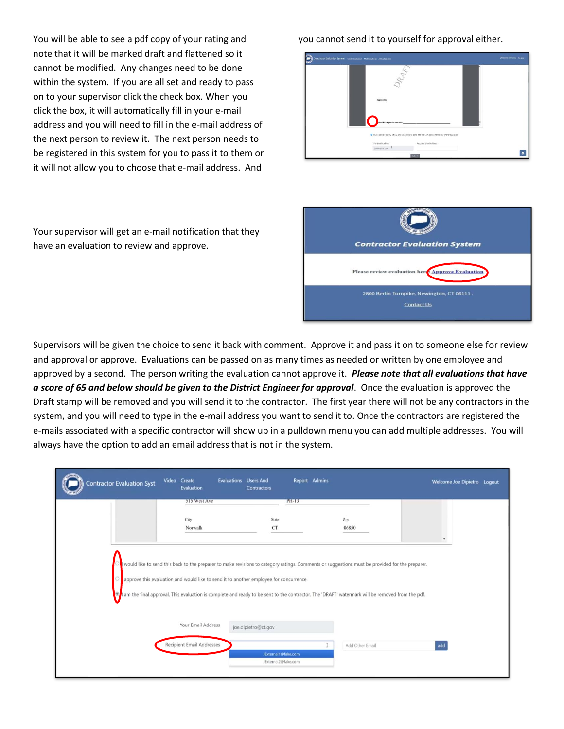You will be able to see a pdf copy of your rating and note that it will be marked draft and flattened so it cannot be modified. Any changes need to be done within the system. If you are all set and ready to pass on to your supervisor click the check box. When you click the box, it will automatically fill in your e-mail address and you will need to fill in the e-mail address of the next person to review it. The next person needs to be registered in this system for you to pass it to them or it will not allow you to choose that e-mail address. And you cannot send it to yourself for approval either.

Your supervisor will get an e-mail notification that they have an evaluation to review and approve.

Supervisors will be given the choice to send it back with comment. Approve it and pass it on to someone else for review and approval or approve. Evaluations can be passed on as many times as needed or written by one employee and approved by a second. The person writing the evaluation cannot approve it. ***Please note that all evaluations that have a score of 65 and below should be given to the District Engineer for approval***. Once the evaluation is approved the Draft stamp will be removed and you will send it to the contractor. The first year there will not be any contractors in the system, and you will need to type in the e-mail address you want to send it to. Once the contractors are registered the e-mails associated with a specific contractor will show up in a pulldown menu you can add multiple addresses. You will always have the option to add an email address that is not in the system.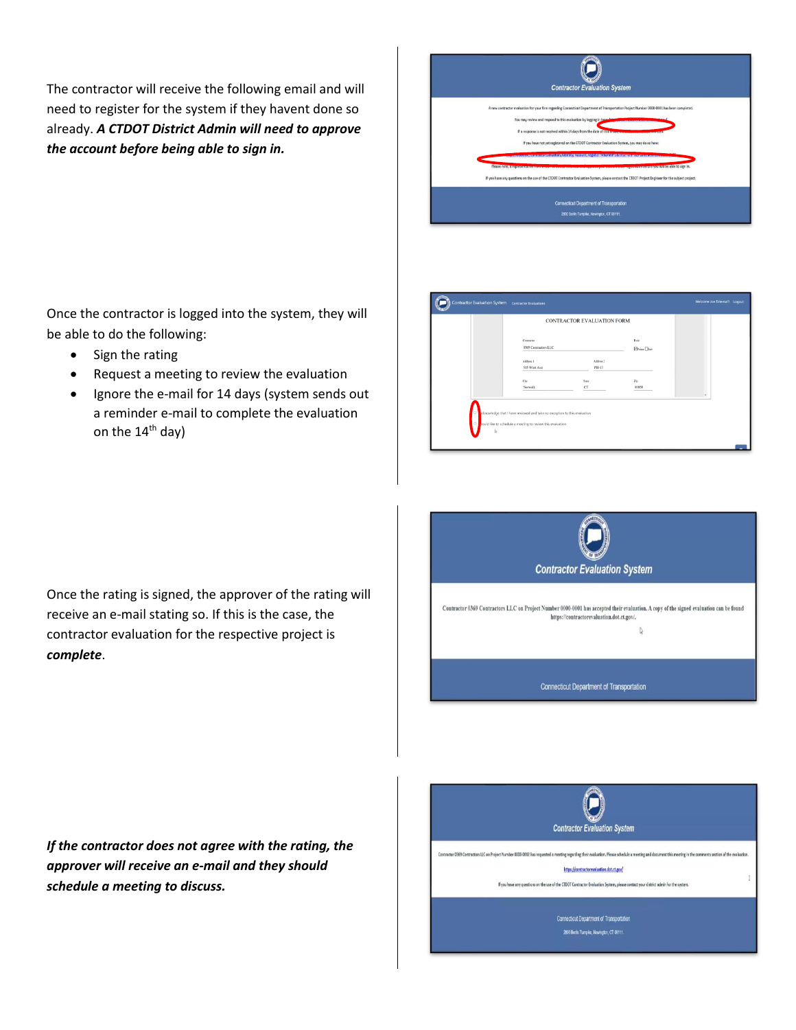The contractor will receive the following email and will need to register for the system if they havent done so already. ***A CTDOT District Admin will need to approve the account before being able to sign in.***

Once the contractor is logged into the system, they will be able to do the following:

- Sign the rating
- Request a meeting to review the evaluation
- Ignore the e-mail for 14 days (system sends out a reminder e-mail to complete the evaluation on the 14th day)

Once the rating is signed, the approver of the rating will receive an e-mail stating so. If this is the case, the contractor evaluation for the respective project is ***complete***.

***If the contractor does not agree with the rating, the approver will receive an e-mail and they should schedule a meeting to discuss.***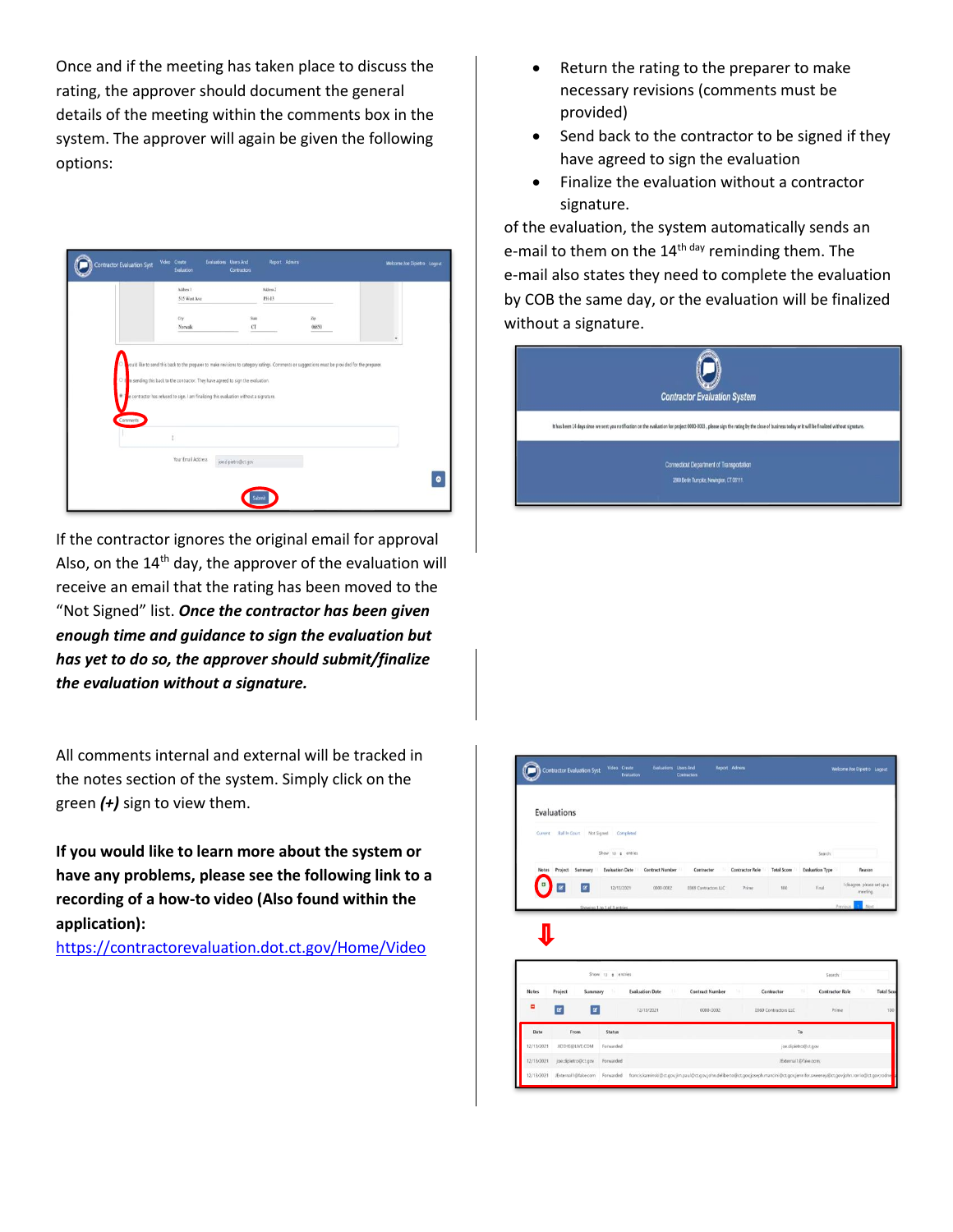Once and if the meeting has taken place to discuss the rating, the approver should document the general details of the meeting within the comments box in the system. The approver will again be given the following options:

- Return the rating to the preparer to make necessary revisions (comments must be provided)
- Send back to the contractor to be signed if they have agreed to sign the evaluation
- Finalize the evaluation without a contractor signature.

If the contractor ignores the original email for approval of the evaluation, the system automatically sends an e-mail to them on the 14th day reminding them. The e-mail also states they need to complete the evaluation by COB the same day, or the evaluation will be finalized without a signature.

Also, on the 14th day, the approver of the evaluation will receive an email that the rating has been moved to the "Not Signed" list. ***Once the contractor has been given enough time and guidance to sign the evaluation but has yet to do so, the approver should submit/finalize the evaluation without a signature.***

All comments internal and external will be tracked in the notes section of the system. Simply click on the green ***(+)*** sign to view them.

**If you would like to learn more about the system or have any problems, please see the following link to a recording of a how-to video (Also found within the application):**

https://contractorevaluation.dot.ct.gov/Home/Video